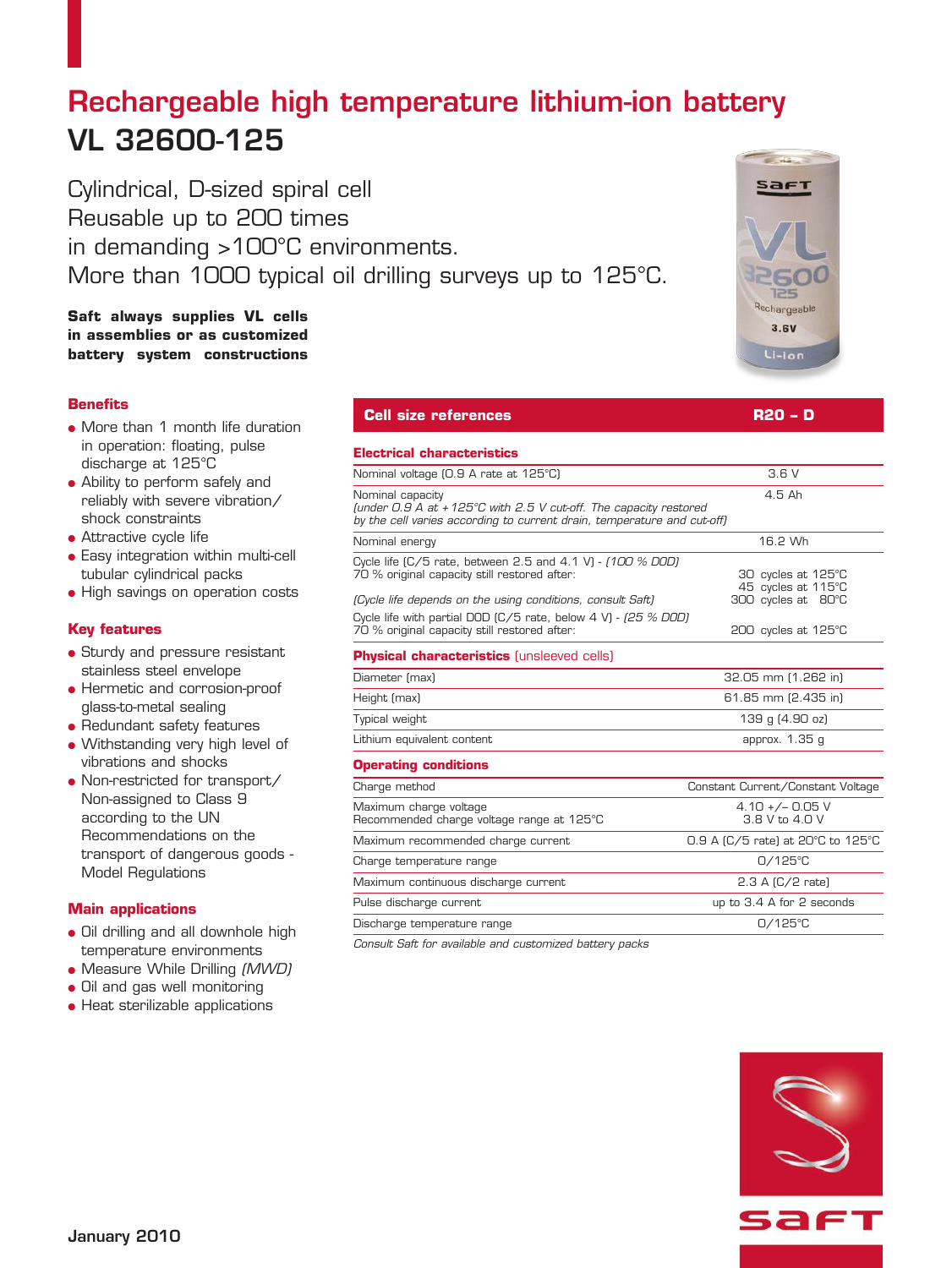# Rechargeable high temperature lithium-ion battery

# VL 32600-125

Cylindrical, D-sized spiral cell
Reusable up to 200 times
in demanding >100°C environments.
More than 1000 typical oil drilling surveys up to 125°C.

**Saft always supplies VL cells in assemblies or as customized battery system constructions**

### Benefits

- More than 1 month life duration in operation: floating, pulse discharge at 125°C
- Ability to perform safely and reliably with severe vibration/shock constraints
- Attractive cycle life
- Easy integration within multi-cell tubular cylindrical packs
- High savings on operation costs

### Key features

- Sturdy and pressure resistant stainless steel envelope
- Hermetic and corrosion-proof glass-to-metal sealing
- Redundant safety features
- Withstanding very high level of vibrations and shocks
- Non-restricted for transport/ Non-assigned to Class 9 according to the UN Recommendations on the transport of dangerous goods - Model Regulations

### Main applications

- Oil drilling and all downhole high temperature environments
- Measure While Drilling *(MWD)*
- Oil and gas well monitoring
- Heat sterilizable applications

| **Cell size references** | **R20 – D** |
|---|---|
| **Electrical characteristics** | |
| Nominal voltage (0.9 A rate at 125°C) | 3.6 V |
| Nominal capacity *(under 0.9 A at +125°C with 2.5 V cut-off. The capacity restored by the cell varies according to current drain, temperature and cut-off)* | 4.5 Ah |
| Nominal energy | 16.2 Wh |
| Cycle life (C/5 rate, between 2.5 and 4.1 V) - *(100 % DOD)* 70 % original capacity still restored after: *(Cycle life depends on the using conditions, consult Saft)* | 30 cycles at 125°C<br>45 cycles at 115°C<br>300 cycles at 80°C |
| Cycle life with partial DOD (C/5 rate, below 4 V) - *(25 % DOD)* 70 % original capacity still restored after: | 200 cycles at 125°C |
| **Physical characteristics** (unsleeved cells) | |
| Diameter (max) | 32.05 mm (1.262 in) |
| Height (max) | 61.85 mm (2.435 in) |
| Typical weight | 139 g (4.90 oz) |
| Lithium equivalent content | approx. 1.35 g |
| **Operating conditions** | |
| Charge method | Constant Current/Constant Voltage |
| Maximum charge voltage<br>Recommended charge voltage range at 125°C | 4.10 +/– 0.05 V<br>3.8 V to 4.0 V |
| Maximum recommended charge current | 0.9 A (C/5 rate) at 20°C to 125°C |
| Charge temperature range | 0/125°C |
| Maximum continuous discharge current | 2.3 A (C/2 rate) |
| Pulse discharge current | up to 3.4 A for 2 seconds |
| Discharge temperature range | 0/125°C |

*Consult Saft for available and customized battery packs*

January 2010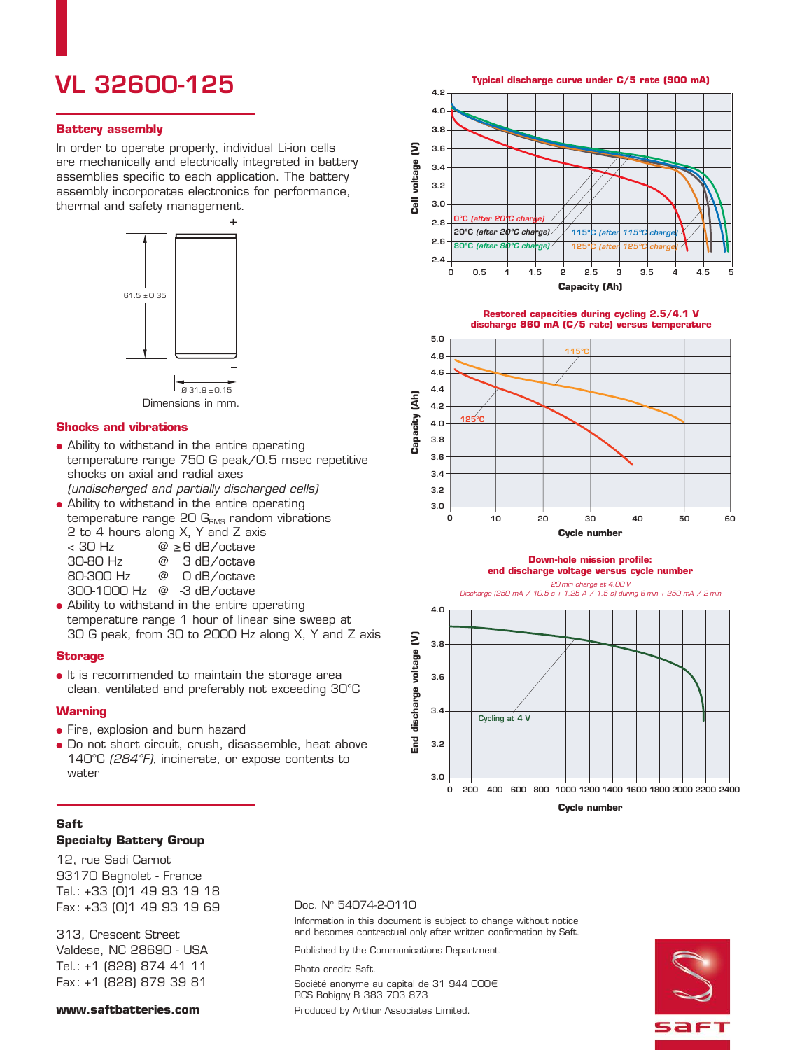# VL 32600-125

## Battery assembly

In order to operate properly, individual Li-ion cells are mechanically and electrically integrated in battery assemblies specific to each application. The battery assembly incorporates electronics for performance, thermal and safety management.

+

61.5 ±0.35

–

Ø 31.9 ±0.15

Dimensions in mm.

## Shocks and vibrations

- Ability to withstand in the entire operating temperature range 750 G peak/0.5 msec repetitive shocks on axial and radial axes
  *(undischarged and partially discharged cells)*
- Ability to withstand in the entire operating temperature range 20 $G_{RMS}$ random vibrations 2 to 4 hours along X, Y and Z axis
  < 30 Hz @ ≥6 dB/octave
  30-80 Hz @ 3 dB/octave
  80-300 Hz @ 0 dB/octave
  300-1000 Hz @ -3 dB/octave
- Ability to withstand in the entire operating temperature range 1 hour of linear sine sweep at 30 G peak, from 30 to 2000 Hz along X, Y and Z axis

## Storage

- It is recommended to maintain the storage area clean, ventilated and preferably not exceeding 30°C

## Warning

- Fire, explosion and burn hazard
- Do not short circuit, crush, disassemble, heat above 140°C *(284°F)*, incinerate, or expose contents to water

**Typical discharge curve under C/5 rate (900 mA)**

Cell voltage (V)
4.2
4.0
3.8
3.6
3.4
3.2
3.0
2.8
2.6
2.4

Capacity (Ah)
0 0.5 1 1.5 2 2.5 3 3.5 4 4.5 5

0°C (after 20°C charge)
20°C (after 20°C charge)
80°C (after 80°C charge)
115°C (after 115°C charge)
125°C (after 125°C charge)

**Restored capacities during cycling 2.5/4.1 V discharge 960 mA (C/5 rate) versus temperature**

Capacity (Ah)
5.0
4.8
4.6
4.4
4.2
4.0
3.8
3.6
3.4
3.2
3.0

Cycle number
0 10 20 30 40 50 60

115°C
125°C

**Down-hole mission profile: end discharge voltage versus cycle number**

*20 min charge at 4.00 V*
*Discharge (250 mA / 10.5 s + 1.25 A / 1.5 s) during 6 min + 250 mA / 2 min*

End discharge voltage (V)
4.0
3.8
3.6
3.4
3.2
3.0

Cycle number
0 200 400 600 800 1000 1200 1400 1600 1800 2000 2200 2400

Cycling at 4 V

**Saft**
**Specialty Battery Group**

12, rue Sadi Carnot
93170 Bagnolet - France
Tel.: +33 (0)1 49 93 19 18
Fax: +33 (0)1 49 93 19 69

313, Crescent Street
Valdese, NC 28690 - USA
Tel.: +1 (828) 874 41 11
Fax: +1 (828) 879 39 81

**www.saftbatteries.com**

Doc. N° 54074-2-0110

Information in this document is subject to change without notice and becomes contractual only after written confirmation by Saft.

Published by the Communications Department.

Photo credit: Saft.

Société anonyme au capital de 31 944 000€
RCS Bobigny B 383 703 873

Produced by Arthur Associates Limited.

saft